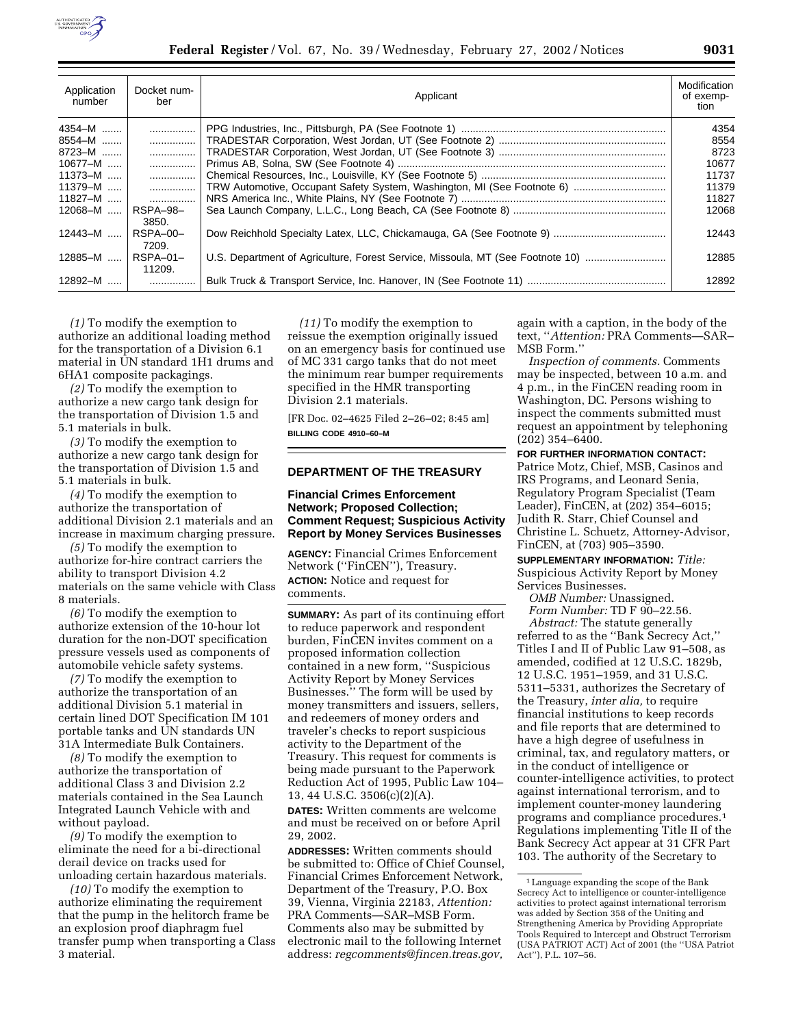| Application number | Docket number | Applicant | Modification of exemption |
|---|---|---|---|
| 4354–M | | PPG Industries, Inc., Pittsburgh, PA (See Footnote 1) | 4354 |
| 8554–M | | TRADESTAR Corporation, West Jordan, UT (See Footnote 2) | 8554 |
| 8723–M | | TRADESTAR Corporation, West Jordan, UT (See Footnote 3) | 8723 |
| 10677–M | | Primus AB, Solna, SW (See Footnote 4) | 10677 |
| 11373–M | | Chemical Resources, Inc., Louisville, KY (See Footnote 5) | 11737 |
| 11379–M | | TRW Automotive, Occupant Safety System, Washington, MI (See Footnote 6) | 11379 |
| 11827–M | | NRS America Inc., White Plains, NY (See Footnote 7) | 11827 |
| 12068–M | RSPA–98–3850. | Sea Launch Company, L.L.C., Long Beach, CA (See Footnote 8) | 12068 |
| 12443–M | RSPA–00–7209. | Dow Reichhold Specialty Latex, LLC, Chickamauga, GA (See Footnote 9) | 12443 |
| 12885–M | RSPA–01–11209. | U.S. Department of Agriculture, Forest Service, Missoula, MT (See Footnote 10) | 12885 |
| 12892–M | | Bulk Truck & Transport Service, Inc. Hanover, IN (See Footnote 11) | 12892 |

*(1)* To modify the exemption to authorize an additional loading method for the transportation of a Division 6.1 material in UN standard 1H1 drums and 6HA1 composite packagings.

*(2)* To modify the exemption to authorize a new cargo tank design for the transportation of Division 1.5 and 5.1 materials in bulk.

*(3)* To modify the exemption to authorize a new cargo tank design for the transportation of Division 1.5 and 5.1 materials in bulk.

*(4)* To modify the exemption to authorize the transportation of additional Division 2.1 materials and an increase in maximum charging pressure.

*(5)* To modify the exemption to authorize for-hire contract carriers the ability to transport Division 4.2 materials on the same vehicle with Class 8 materials.

*(6)* To modify the exemption to authorize extension of the 10-hour lot duration for the non-DOT specification pressure vessels used as components of automobile vehicle safety systems.

*(7)* To modify the exemption to authorize the transportation of an additional Division 5.1 material in certain lined DOT Specification IM 101 portable tanks and UN standards UN 31A Intermediate Bulk Containers.

*(8)* To modify the exemption to authorize the transportation of additional Class 3 and Division 2.2 materials contained in the Sea Launch Integrated Launch Vehicle with and without payload.

*(9)* To modify the exemption to eliminate the need for a bi-directional derail device on tracks used for unloading certain hazardous materials.

*(10)* To modify the exemption to authorize eliminating the requirement that the pump in the helitorch frame be an explosion proof diaphragm fuel transfer pump when transporting a Class 3 material.

*(11)* To modify the exemption to reissue the exemption originally issued on an emergency basis for continued use of MC 331 cargo tanks that do not meet the minimum rear bumper requirements specified in the HMR transporting Division 2.1 materials.

[FR Doc. 02–4625 Filed 2–26–02; 8:45 am]

**BILLING CODE 4910–60–M**

## DEPARTMENT OF THE TREASURY

### Financial Crimes Enforcement Network; Proposed Collection; Comment Request; Suspicious Activity Report by Money Services Businesses

**AGENCY:** Financial Crimes Enforcement Network (''FinCEN''), Treasury.

**ACTION:** Notice and request for comments.

**SUMMARY:** As part of its continuing effort to reduce paperwork and respondent burden, FinCEN invites comment on a proposed information collection contained in a new form, ''Suspicious Activity Report by Money Services Businesses.'' The form will be used by money transmitters and issuers, sellers, and redeemers of money orders and traveler's checks to report suspicious activity to the Department of the Treasury. This request for comments is being made pursuant to the Paperwork Reduction Act of 1995, Public Law 104–13, 44 U.S.C. 3506(c)(2)(A).

**DATES:** Written comments are welcome and must be received on or before April 29, 2002.

**ADDRESSES:** Written comments should be submitted to: Office of Chief Counsel, Financial Crimes Enforcement Network, Department of the Treasury, P.O. Box 39, Vienna, Virginia 22183, *Attention:* PRA Comments—SAR–MSB Form. Comments also may be submitted by electronic mail to the following Internet address: *regcomments@fincen.treas.gov,* again with a caption, in the body of the text, ''*Attention:* PRA Comments—SAR–MSB Form.''

*Inspection of comments.* Comments may be inspected, between 10 a.m. and 4 p.m., in the FinCEN reading room in Washington, DC. Persons wishing to inspect the comments submitted must request an appointment by telephoning (202) 354–6400.

**FOR FURTHER INFORMATION CONTACT:** Patrice Motz, Chief, MSB, Casinos and IRS Programs, and Leonard Senia, Regulatory Program Specialist (Team Leader), FinCEN, at (202) 354–6015; Judith R. Starr, Chief Counsel and Christine L. Schuetz, Attorney-Advisor, FinCEN, at (703) 905–3590.

**SUPPLEMENTARY INFORMATION:** *Title:* Suspicious Activity Report by Money Services Businesses.

*OMB Number:* Unassigned.

*Form Number:* TD F 90–22.56.

*Abstract:* The statute generally referred to as the ''Bank Secrecy Act,'' Titles I and II of Public Law 91–508, as amended, codified at 12 U.S.C. 1829b, 12 U.S.C. 1951–1959, and 31 U.S.C. 5311–5331, authorizes the Secretary of the Treasury, *inter alia,* to require financial institutions to keep records and file reports that are determined to have a high degree of usefulness in criminal, tax, and regulatory matters, or in the conduct of intelligence or counter-intelligence activities, to protect against international terrorism, and to implement counter-money laundering programs and compliance procedures.[1] Regulations implementing Title II of the Bank Secrecy Act appear at 31 CFR Part 103. The authority of the Secretary to

[1] Language expanding the scope of the Bank Secrecy Act to intelligence or counter-intelligence activities to protect against international terrorism was added by Section 358 of the Uniting and Strengthening America by Providing Appropriate Tools Required to Intercept and Obstruct Terrorism (USA PATRIOT ACT) Act of 2001 (the ''USA Patriot Act''), P.L. 107–56.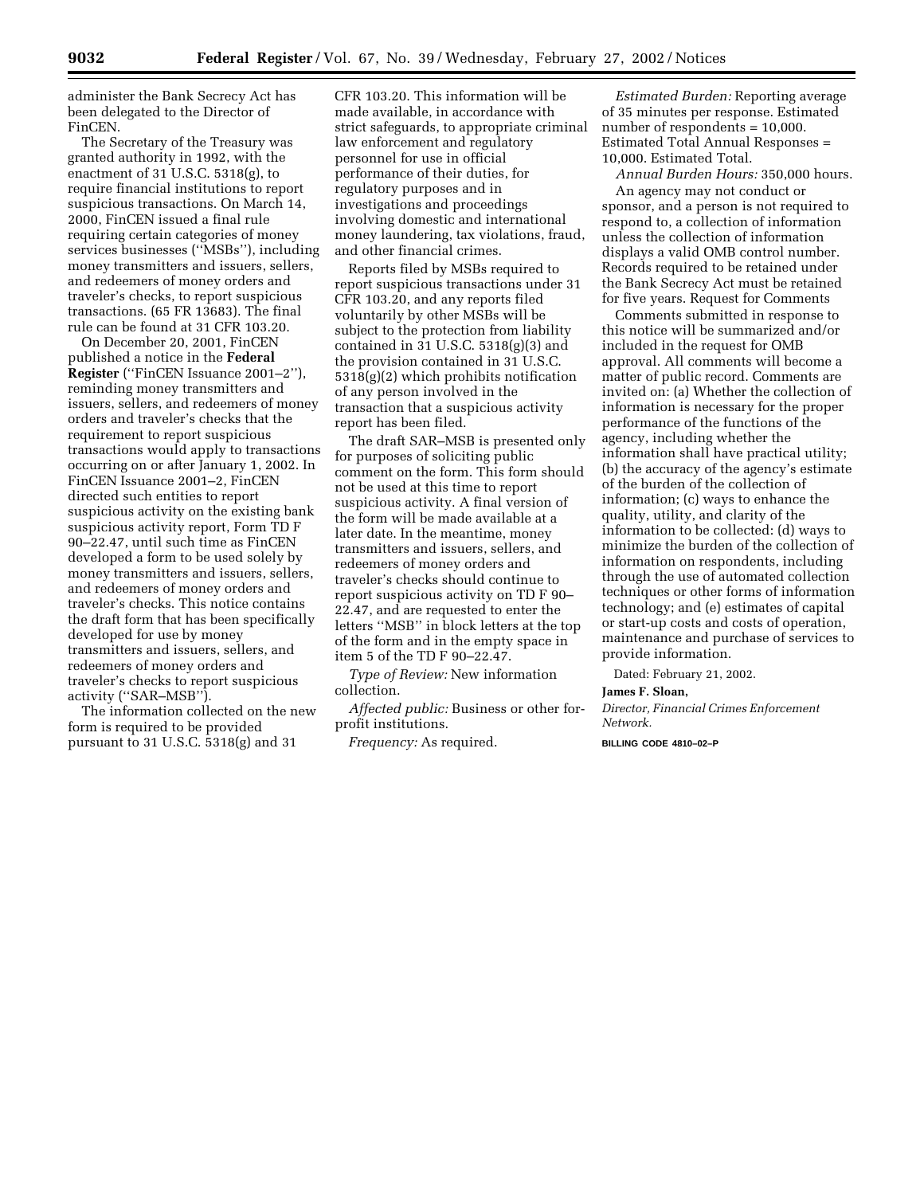administer the Bank Secrecy Act has been delegated to the Director of FinCEN.

The Secretary of the Treasury was granted authority in 1992, with the enactment of 31 U.S.C. 5318(g), to require financial institutions to report suspicious transactions. On March 14, 2000, FinCEN issued a final rule requiring certain categories of money services businesses (''MSBs''), including money transmitters and issuers, sellers, and redeemers of money orders and traveler's checks, to report suspicious transactions. (65 FR 13683). The final rule can be found at 31 CFR 103.20.

On December 20, 2001, FinCEN published a notice in the **Federal Register** (''FinCEN Issuance 2001–2''), reminding money transmitters and issuers, sellers, and redeemers of money orders and traveler's checks that the requirement to report suspicious transactions would apply to transactions occurring on or after January 1, 2002. In FinCEN Issuance 2001–2, FinCEN directed such entities to report suspicious activity on the existing bank suspicious activity report, Form TD F 90–22.47, until such time as FinCEN developed a form to be used solely by money transmitters and issuers, sellers, and redeemers of money orders and traveler's checks. This notice contains the draft form that has been specifically developed for use by money transmitters and issuers, sellers, and redeemers of money orders and traveler's checks to report suspicious activity (''SAR–MSB'').

The information collected on the new form is required to be provided pursuant to 31 U.S.C. 5318(g) and 31 CFR 103.20. This information will be made available, in accordance with strict safeguards, to appropriate criminal law enforcement and regulatory personnel for use in official performance of their duties, for regulatory purposes and in investigations and proceedings involving domestic and international money laundering, tax violations, fraud, and other financial crimes.

Reports filed by MSBs required to report suspicious transactions under 31 CFR 103.20, and any reports filed voluntarily by other MSBs will be subject to the protection from liability contained in 31 U.S.C. 5318(g)(3) and the provision contained in 31 U.S.C. 5318(g)(2) which prohibits notification of any person involved in the transaction that a suspicious activity report has been filed.

The draft SAR–MSB is presented only for purposes of soliciting public comment on the form. This form should not be used at this time to report suspicious activity. A final version of the form will be made available at a later date. In the meantime, money transmitters and issuers, sellers, and redeemers of money orders and traveler's checks should continue to report suspicious activity on TD F 90–22.47, and are requested to enter the letters ''MSB'' in block letters at the top of the form and in the empty space in item 5 of the TD F 90–22.47.

*Type of Review:* New information collection.

*Affected public:* Business or other for-profit institutions.

*Frequency:* As required.

*Estimated Burden:* Reporting average of 35 minutes per response. Estimated number of respondents = 10,000. Estimated Total Annual Responses = 10,000. Estimated Total.

*Annual Burden Hours:* 350,000 hours.

An agency may not conduct or sponsor, and a person is not required to respond to, a collection of information unless the collection of information displays a valid OMB control number. Records required to be retained under the Bank Secrecy Act must be retained for five years. Request for Comments

Comments submitted in response to this notice will be summarized and/or included in the request for OMB approval. All comments will become a matter of public record. Comments are invited on: (a) Whether the collection of information is necessary for the proper performance of the functions of the agency, including whether the information shall have practical utility; (b) the accuracy of the agency's estimate of the burden of the collection of information; (c) ways to enhance the quality, utility, and clarity of the information to be collected: (d) ways to minimize the burden of the collection of information on respondents, including through the use of automated collection techniques or other forms of information technology; and (e) estimates of capital or start-up costs and costs of operation, maintenance and purchase of services to provide information.

Dated: February 21, 2002.

**James F. Sloan,**

*Director, Financial Crimes Enforcement Network.*

BILLING CODE 4810–02–P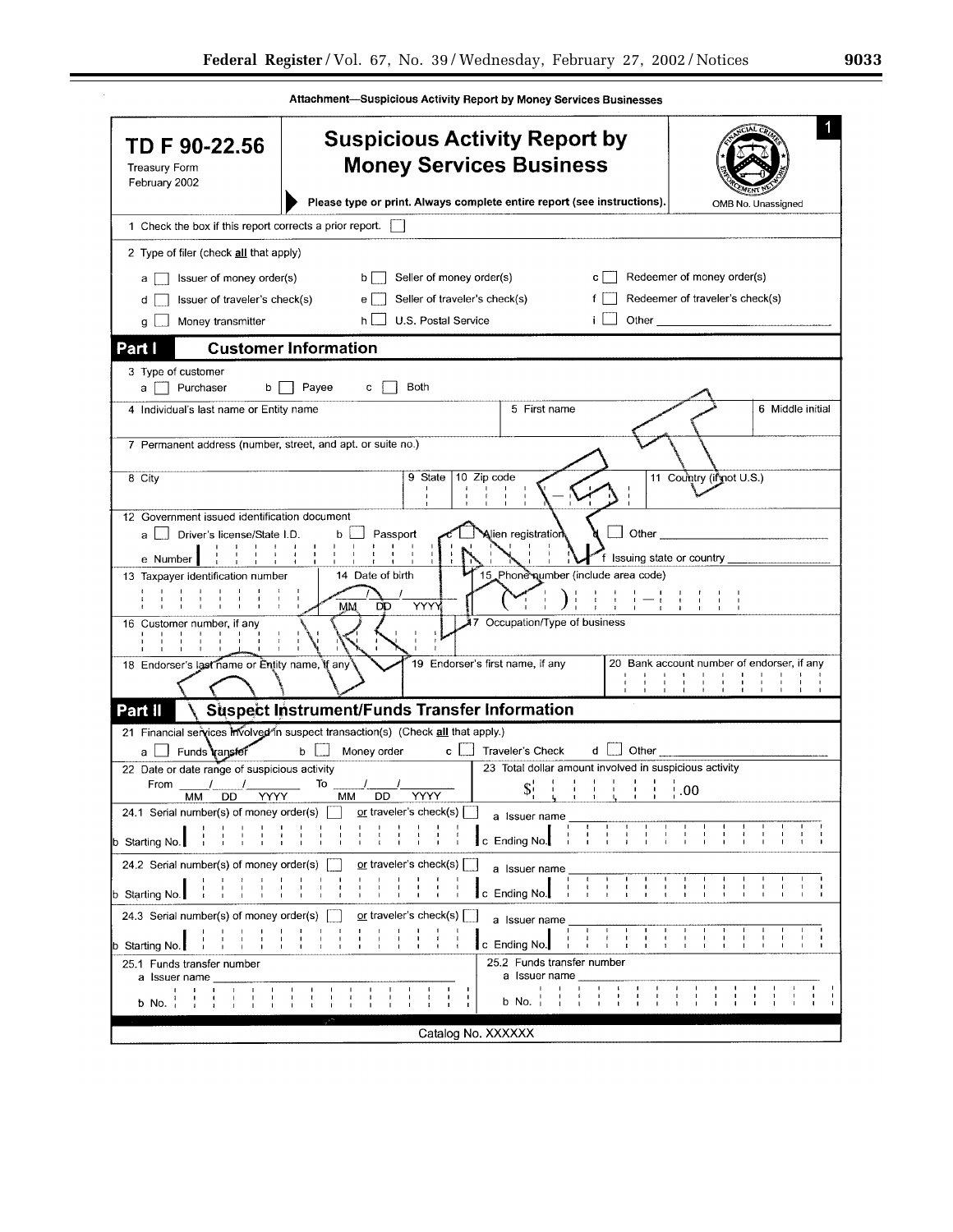Attachment—Suspicious Activity Report by Money Services Businesses

**TD F 90-22.56**
Treasury Form
February 2002

# Suspicious Activity Report by Money Services Business

Please type or print. Always complete entire report (see instructions).

OMB No. Unassigned

1

1 Check the box if this report corrects a prior report. ☐

2 Type of filer (check **all** that apply)

a ☐ Issuer of money order(s) b ☐ Seller of money order(s) c ☐ Redeemer of money order(s)

d ☐ Issuer of traveler's check(s) e ☐ Seller of traveler's check(s) f ☐ Redeemer of traveler's check(s)

g ☐ Money transmitter h ☐ U.S. Postal Service i ☐ Other ______________

## Part I Customer Information

3 Type of customer
a ☐ Purchaser b ☐ Payee c ☐ Both

4 Individual's last name or Entity name | 5 First name | 6 Middle initial

7 Permanent address (number, street, and apt. or suite no.)

8 City | 9 State | 10 Zip code | 11 Country (if not U.S.)

12 Government issued identification document
a ☐ Driver's license/State I.D. b ☐ Passport c ☐ Alien registration d ☐ Other ______________
e Number | f Issuing state or country ______________

13 Taxpayer identification number | 14 Date of birth ___/___/_____ MM DD YYYY | 15 Phone number (include area code) ( ) -

16 Customer number, if any | 17 Occupation/Type of business

18 Endorser's last name or Entity name, if any | 19 Endorser's first name, if any | 20 Bank account number of endorser, if any

## Part II Suspect Instrument/Funds Transfer Information

21 Financial services involved in suspect transaction(s) (Check **all** that apply.)
a ☐ Funds transfer b ☐ Money order c ☐ Traveler's Check d ☐ Other ______________

22 Date or date range of suspicious activity
From ___/___/_____ To ___/___/_____
MM DD YYYY MM DD YYYY

23 Total dollar amount involved in suspicious activity
$ , , .00

24.1 Serial number(s) of money order(s) ☐ or traveler's check(s) ☐ a Issuer name ______________
b Starting No. c Ending No.

24.2 Serial number(s) of money order(s) ☐ or traveler's check(s) ☐ a Issuer name ______________
b Starting No. c Ending No.

24.3 Serial number(s) of money order(s) ☐ or traveler's check(s) ☐ a Issuer name ______________
b Starting No. c Ending No.

25.1 Funds transfer number
a Issuer name ______________
b No.

25.2 Funds transfer number
a Issuer name ______________
b No.

Catalog No. XXXXXX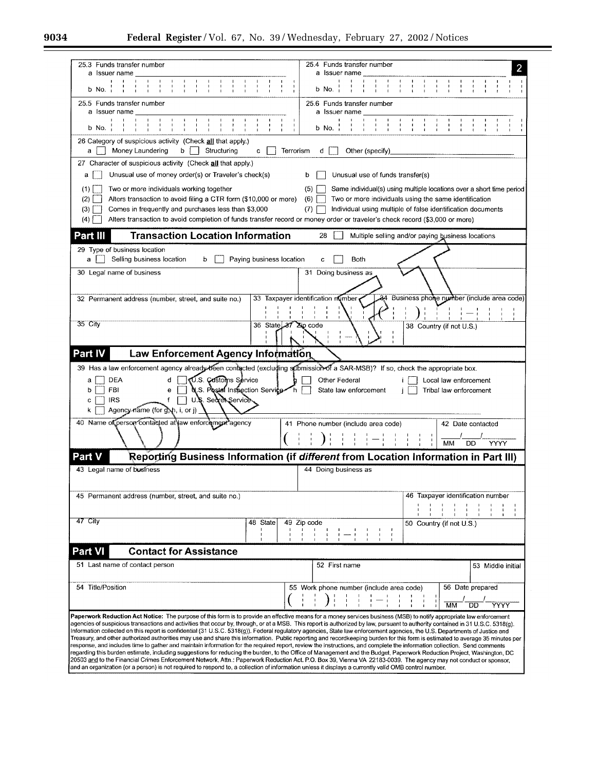25.3 Funds transfer number
a Issuer name ______
b No.

25.4 Funds transfer number
a Issuer name ______
b No.

2

25.5 Funds transfer number
a Issuer name ______
b No.

25.6 Funds transfer number
a Issuer name ______
b No.

26 Category of suspicious activity (Check **all** that apply.)
a [ ] Money Laundering  b [ ] Structuring  c [ ] Terrorism  d [ ] Other (specify) ______

27 Character of suspicious activity (Check **all** that apply.)

a [ ] Unusual use of money order(s) or Traveler's check(s)  b [ ] Unusual use of funds transfer(s)

(1) [ ] Two or more individuals working together
(2) [ ] Alters transaction to avoid filing a CTR form ($10,000 or more)
(3) [ ] Comes in frequently and purchases less than $3,000
(4) [ ] Alters transaction to avoid completion of funds transfer record or money order or traveler's check record ($3,000 or more)
(5) [ ] Same individual(s) using multiple locations over a short time period
(6) [ ] Two or more individuals using the same identification
(7) [ ] Individual using multiple of false identification documents

## Part III Transaction Location Information

28 [ ] Multiple selling and/or paying business locations

29 Type of business location
a [ ] Selling business location  b [ ] Paying business location  c [ ] Both

30 Legal name of business

31 Doing business as

32 Permanent address (number, street, and suite no.)

33 Taxpayer identification number

34 Business phone number (include area code)

35 City

36 State

37 Zip code

38 Country (if not U.S.)

DRAFT

## Part IV Law Enforcement Agency Information

39 Has a law enforcement agency already been contacted (excluding submission of a SAR-MSB)? If so, check the appropriate box.

a [ ] DEA
b [ ] FBI
c [ ] IRS
d [ ] U.S. Customs Service
e [ ] U.S. Postal Inspection Service
f [ ] U.S. Secret Service
g [ ] Other Federal
h [ ] State law enforcement
i [ ] Local law enforcement
j [ ] Tribal law enforcement
k [ ] Agency name (for g, h, i, or j) ______

40 Name of person contacted at law enforcement agency

41 Phone number (include area code)

42 Date contacted
___/___/______
MM DD YYYY

## Part V Reporting Business Information (if *different* from Location Information in Part III)

43 Legal name of business

44 Doing business as

45 Permanent address (number, street, and suite no.)

46 Taxpayer identification number

47 City

48 State

49 Zip code

50 Country (if not U.S.)

## Part VI Contact for Assistance

51 Last name of contact person

52 First name

53 Middle initial

54 Title/Position

55 Work phone number (include area code)

56 Date prepared
___/___/______
MM DD YYYY

**Paperwork Reduction Act Notice:** The purpose of this form is to provide an effective means for a money services business (MSB) to notify appropriate law enforcement agencies of suspicious transactions and activities that occur by, through, or at a MSB. This report is authorized by law, pursuant to authority contained in 31 U.S.C. 5318(g). Information collected on this report is confidential (31 U.S.C. 5318(g)). Federal regulatory agencies, State law enforcement agencies, the U.S. Departments of Justice and Treasury, and other authorized authorities may use and share this information. Public reporting and recordkeeping burden for this form is estimated to average 35 minutes per response, and includes time to gather and maintain information for the required report, review the instructions, and complete the information collection. Send comments regarding this burden estimate, including suggestions for reducing the burden, to the Office of Management and the Budget, Paperwork Reduction Project, Washington, DC 20503 and to the Financial Crimes Enforcement Network, Attn.: Paperwork Reduction Act. P.O. Box 39, Vienna VA 22183-0039. The agency may not conduct or sponsor, and an organization (or a person) is not required to respond to, a collection of information unless it displays a currently valid OMB control number.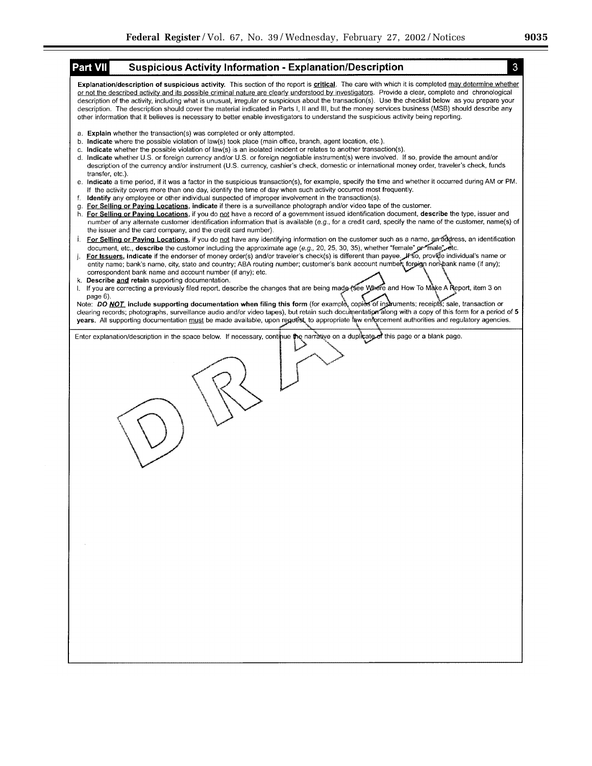## Part VII Suspicious Activity Information - Explanation/Description 3

**Explanation/description of suspicious activity.** This section of the report is **critical**. The care with which it is completed may determine whether or not the described activity and its possible criminal nature are clearly understood by investigators. Provide a clear, complete and chronological description of the activity, including what is unusual, irregular or suspicious about the transaction(s). Use the checklist below as you prepare your description. The description should cover the material indicated in Parts I, II and III, but the money services business (MSB) should describe any other information that it believes is necessary to better enable investigators to understand the suspicious activity being reporting.

a. **Explain** whether the transaction(s) was completed or only attempted.
b. **Indicate** where the possible violation of law(s) took place (main office, branch, agent location, etc.).
c. **Indicate** whether the possible violation of law(s) is an isolated incident or relates to another transaction(s).
d. **Indicate** whether U.S. or foreign currency and/or U.S. or foreign negotiable instrument(s) were involved. If so, provide the amount and/or description of the currency and/or instrument (U.S. currency, cashier's check, domestic or international money order, traveler's check, funds transfer, etc.).
e. **Indicate** a time period, if it was a factor in the suspicious transaction(s), for example, specify the time and whether it occurred during AM or PM. If the activity covers more than one day, identify the time of day when such activity occurred most frequently.
f. **Identify** any employee or other individual suspected of improper involvement in the transaction(s).
g. **For Selling or Paying Locations, indicate** if there is a surveillance photograph and/or video tape of the customer.
h. **For Selling or Paying Locations,** if you do not have a record of a government issued identification document, **describe** the type, issuer and number of any alternate customer identification information that is available (*e.g.,* for a credit card, specify the name of the customer, name(s) of the issuer and the card company, and the credit card number).
i. **For Selling or Paying Locations,** if you do not have any identifying information on the customer such as a name, an address, an identification document, etc., **describe** the customer including the approximate age (*e.g.,* 20, 25, 30, 35), whether "female" or "male", etc.
j. **For Issuers, indicate** if the endorser of money order(s) and/or traveler's check(s) is different than payee. If so, provide individual's name or entity name; bank's name, city, state and country; ABA routing number; customer's bank account number; foreign non-bank name (if any); correspondent bank name and account number (if any); etc.
k. **Describe and retain** supporting documentation.
l. If you are correcting a previously filed report, describe the changes that are being made (see Where and How To Make A Report, item 3 on page 6).

Note: ***DO NOT* include supporting documentation when filing this form** (for example, copies of instruments; receipts; sale, transaction or clearing records; photographs, surveillance audio and/or video tapes), but retain such documentation along with a copy of this form for a period of **5 years.** All supporting documentation must be made available, upon request, to appropriate law enforcement authorities and regulatory agencies.

Enter explanation/description in the space below. If necessary, continue the narrative on a duplicate of this page or a blank page.

DRAFT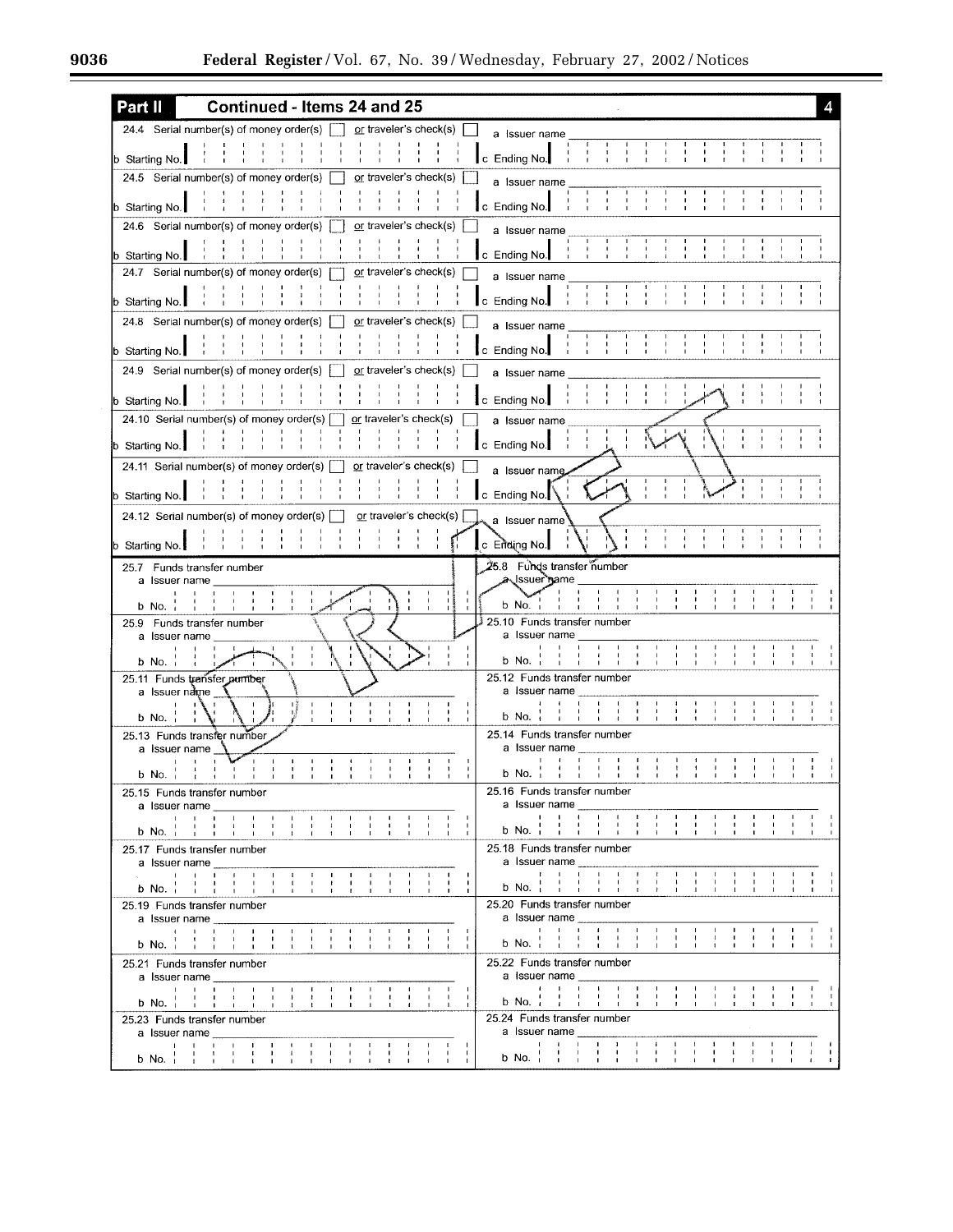## Part II Continued - Items 24 and 25 **4**

24.4 Serial number(s) of money order(s) ☐ or traveler's check(s) ☐ a Issuer name ______

b Starting No. ______ c Ending No. ______

24.5 Serial number(s) of money order(s) ☐ or traveler's check(s) ☐ a Issuer name ______

b Starting No. ______ c Ending No. ______

24.6 Serial number(s) of money order(s) ☐ or traveler's check(s) ☐ a Issuer name ______

b Starting No. ______ c Ending No. ______

24.7 Serial number(s) of money order(s) ☐ or traveler's check(s) ☐ a Issuer name ______

b Starting No. ______ c Ending No. ______

24.8 Serial number(s) of money order(s) ☐ or traveler's check(s) ☐ a Issuer name ______

b Starting No. ______ c Ending No. ______

24.9 Serial number(s) of money order(s) ☐ or traveler's check(s) ☐ a Issuer name ______

b Starting No. ______ c Ending No. ______

24.10 Serial number(s) of money order(s) ☐ or traveler's check(s) ☐ a Issuer name ______

b Starting No. ______ c Ending No. ______

24.11 Serial number(s) of money order(s) ☐ or traveler's check(s) ☐ a Issuer name ______

b Starting No. ______ c Ending No. ______

24.12 Serial number(s) of money order(s) ☐ or traveler's check(s) ☐ a Issuer name ______

b Starting No. ______ c Ending No. ______

25.7 Funds transfer number
a Issuer name ______
b No. ______

25.8 Funds transfer number
a Issuer name ______
b No. ______

25.9 Funds transfer number
a Issuer name ______
b No. ______

25.10 Funds transfer number
a Issuer name ______
b No. ______

25.11 Funds transfer number
a Issuer name ______
b No. ______

25.12 Funds transfer number
a Issuer name ______
b No. ______

25.13 Funds transfer number
a Issuer name ______
b No. ______

25.14 Funds transfer number
a Issuer name ______
b No. ______

25.15 Funds transfer number
a Issuer name ______
b No. ______

25.16 Funds transfer number
a Issuer name ______
b No. ______

25.17 Funds transfer number
a Issuer name ______
b No. ______

25.18 Funds transfer number
a Issuer name ______
b No. ______

25.19 Funds transfer number
a Issuer name ______
b No. ______

25.20 Funds transfer number
a Issuer name ______
b No. ______

25.21 Funds transfer number
a Issuer name ______
b No. ______

25.22 Funds transfer number
a Issuer name ______
b No. ______

25.23 Funds transfer number
a Issuer name ______
b No. ______

25.24 Funds transfer number
a Issuer name ______
b No. ______

DRAFT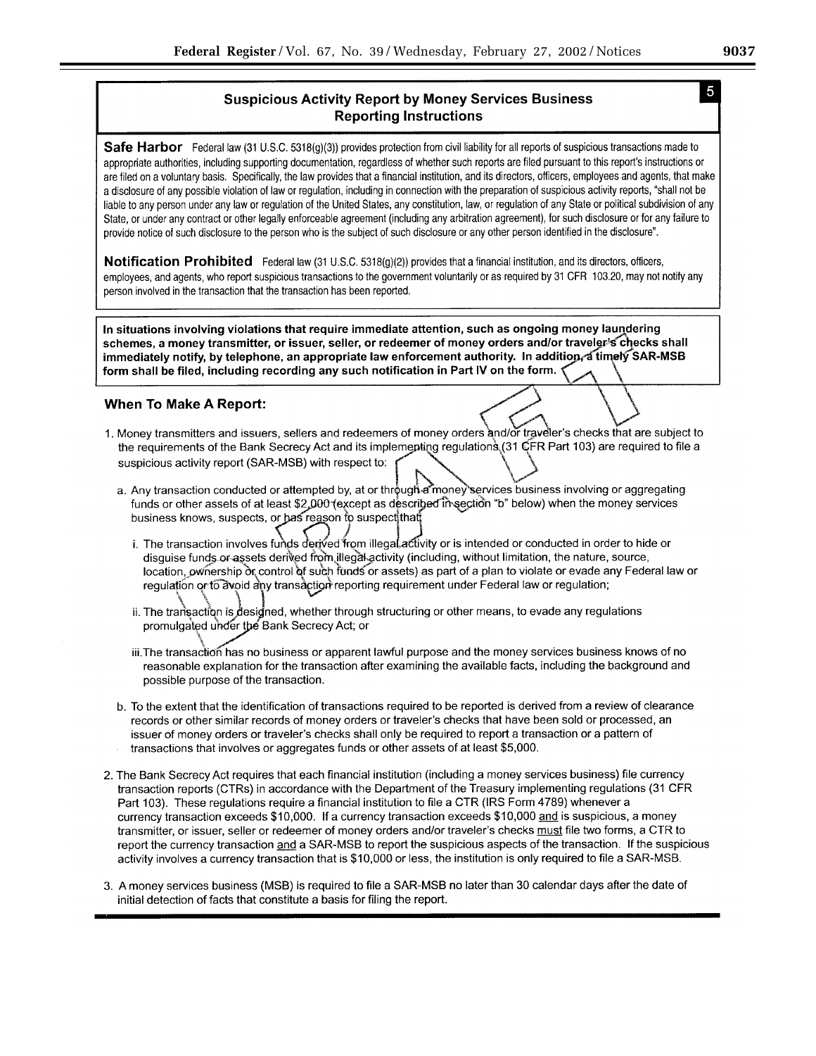## Suspicious Activity Report by Money Services Business Reporting Instructions

5

**Safe Harbor** Federal law (31 U.S.C. 5318(g)(3)) provides protection from civil liability for all reports of suspicious transactions made to appropriate authorities, including supporting documentation, regardless of whether such reports are filed pursuant to this report's instructions or are filed on a voluntary basis. Specifically, the law provides that a financial institution, and its directors, officers, employees and agents, that make a disclosure of any possible violation of law or regulation, including in connection with the preparation of suspicious activity reports, "shall not be liable to any person under any law or regulation of the United States, any constitution, law, or regulation of any State or political subdivision of any State, or under any contract or other legally enforceable agreement (including any arbitration agreement), for such disclosure or for any failure to provide notice of such disclosure to the person who is the subject of such disclosure or any other person identified in the disclosure".

**Notification Prohibited** Federal law (31 U.S.C. 5318(g)(2)) provides that a financial institution, and its directors, officers, employees, and agents, who report suspicious transactions to the government voluntarily or as required by 31 CFR 103.20, may not notify any person involved in the transaction that the transaction has been reported.

**In situations involving violations that require immediate attention, such as ongoing money laundering schemes, a money transmitter, or issuer, seller, or redeemer of money orders and/or traveler's checks shall immediately notify, by telephone, an appropriate law enforcement authority. In addition, a timely SAR-MSB form shall be filed, including recording any such notification in Part IV on the form.**

### When To Make A Report:

1. Money transmitters and issuers, sellers and redeemers of money orders and/or traveler's checks that are subject to the requirements of the Bank Secrecy Act and its implementing regulations (31 CFR Part 103) are required to file a suspicious activity report (SAR-MSB) with respect to:

   a. Any transaction conducted or attempted by, at or through a money services business involving or aggregating funds or other assets of at least $2,000 (except as described in section "b" below) when the money services business knows, suspects, or has reason to suspect that:

      i. The transaction involves funds derived from illegal activity or is intended or conducted in order to hide or disguise funds or assets derived from illegal activity (including, without limitation, the nature, source, location, ownership or control of such funds or assets) as part of a plan to violate or evade any Federal law or regulation or to avoid any transaction reporting requirement under Federal law or regulation;

      ii. The transaction is designed, whether through structuring or other means, to evade any regulations promulgated under the Bank Secrecy Act; or

      iii. The transaction has no business or apparent lawful purpose and the money services business knows of no reasonable explanation for the transaction after examining the available facts, including the background and possible purpose of the transaction.

   b. To the extent that the identification of transactions required to be reported is derived from a review of clearance records or other similar records of money orders or traveler's checks that have been sold or processed, an issuer of money orders or traveler's checks shall only be required to report a transaction or a pattern of transactions that involves or aggregates funds or other assets of at least $5,000.

2. The Bank Secrecy Act requires that each financial institution (including a money services business) file currency transaction reports (CTRs) in accordance with the Department of the Treasury implementing regulations (31 CFR Part 103). These regulations require a financial institution to file a CTR (IRS Form 4789) whenever a currency transaction exceeds $10,000. If a currency transaction exceeds $10,000 and is suspicious, a money transmitter, or issuer, seller or redeemer of money orders and/or traveler's checks must file two forms, a CTR to report the currency transaction and a SAR-MSB to report the suspicious aspects of the transaction. If the suspicious activity involves a currency transaction that is $10,000 or less, the institution is only required to file a SAR-MSB.

3. A money services business (MSB) is required to file a SAR-MSB no later than 30 calendar days after the date of initial detection of facts that constitute a basis for filing the report.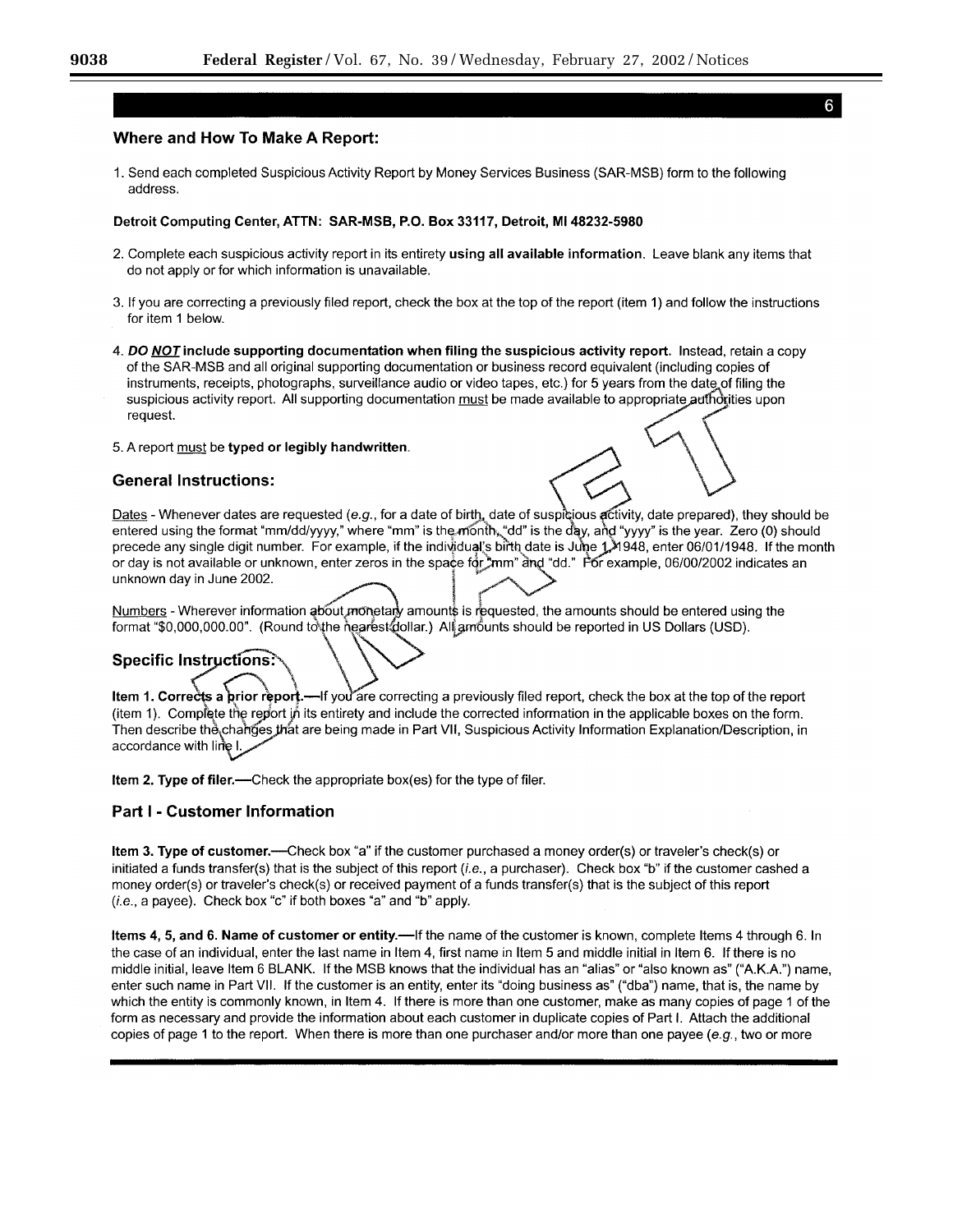6

### Where and How To Make A Report:

1. Send each completed Suspicious Activity Report by Money Services Business (SAR-MSB) form to the following address.

**Detroit Computing Center, ATTN: SAR-MSB, P.O. Box 33117, Detroit, MI 48232-5980**

2. Complete each suspicious activity report in its entirety **using all available information**. Leave blank any items that do not apply or for which information is unavailable.

3. If you are correcting a previously filed report, check the box at the top of the report (item 1) and follow the instructions for item 1 below.

4. ***DO NOT* include supporting documentation when filing the suspicious activity report.** Instead, retain a copy of the SAR-MSB and all original supporting documentation or business record equivalent (including copies of instruments, receipts, photographs, surveillance audio or video tapes, etc.) for 5 years from the date of filing the suspicious activity report. All supporting documentation must be made available to appropriate authorities upon request.

5. A report must be **typed or legibly handwritten**.

### General Instructions:

Dates - Whenever dates are requested (*e.g.*, for a date of birth, date of suspicious activity, date prepared), they should be entered using the format "mm/dd/yyyy," where "mm" is the month, "dd" is the day, and "yyyy" is the year. Zero (0) should precede any single digit number. For example, if the individual's birth date is June 1, 1948, enter 06/01/1948. If the month or day is not available or unknown, enter zeros in the space for "mm" and "dd." For example, 06/00/2002 indicates an unknown day in June 2002.

Numbers - Wherever information about monetary amounts is requested, the amounts should be entered using the format "$0,000,000.00". (Round to the nearest dollar.) All amounts should be reported in US Dollars (USD).

### Specific Instructions:

**Item 1. Corrects a prior report.**—If you are correcting a previously filed report, check the box at the top of the report (item 1). Complete the report in its entirety and include the corrected information in the applicable boxes on the form. Then describe the changes that are being made in Part VII, Suspicious Activity Information Explanation/Description, in accordance with line l.

**Item 2. Type of filer.**—Check the appropriate box(es) for the type of filer.

### Part I - Customer Information

**Item 3. Type of customer.**—Check box "a" if the customer purchased a money order(s) or traveler's check(s) or initiated a funds transfer(s) that is the subject of this report (*i.e.*, a purchaser). Check box "b" if the customer cashed a money order(s) or traveler's check(s) or received payment of a funds transfer(s) that is the subject of this report (*i.e.*, a payee). Check box "c" if both boxes "a" and "b" apply.

**Items 4, 5, and 6. Name of customer or entity.**—If the name of the customer is known, complete Items 4 through 6. In the case of an individual, enter the last name in Item 4, first name in Item 5 and middle initial in Item 6. If there is no middle initial, leave Item 6 BLANK. If the MSB knows that the individual has an "alias" or "also known as" ("A.K.A.") name, enter such name in Part VII. If the customer is an entity, enter its "doing business as" ("dba") name, that is, the name by which the entity is commonly known, in Item 4. If there is more than one customer, make as many copies of page 1 of the form as necessary and provide the information about each customer in duplicate copies of Part I. Attach the additional copies of page 1 to the report. When there is more than one purchaser and/or more than one payee (*e.g.*, two or more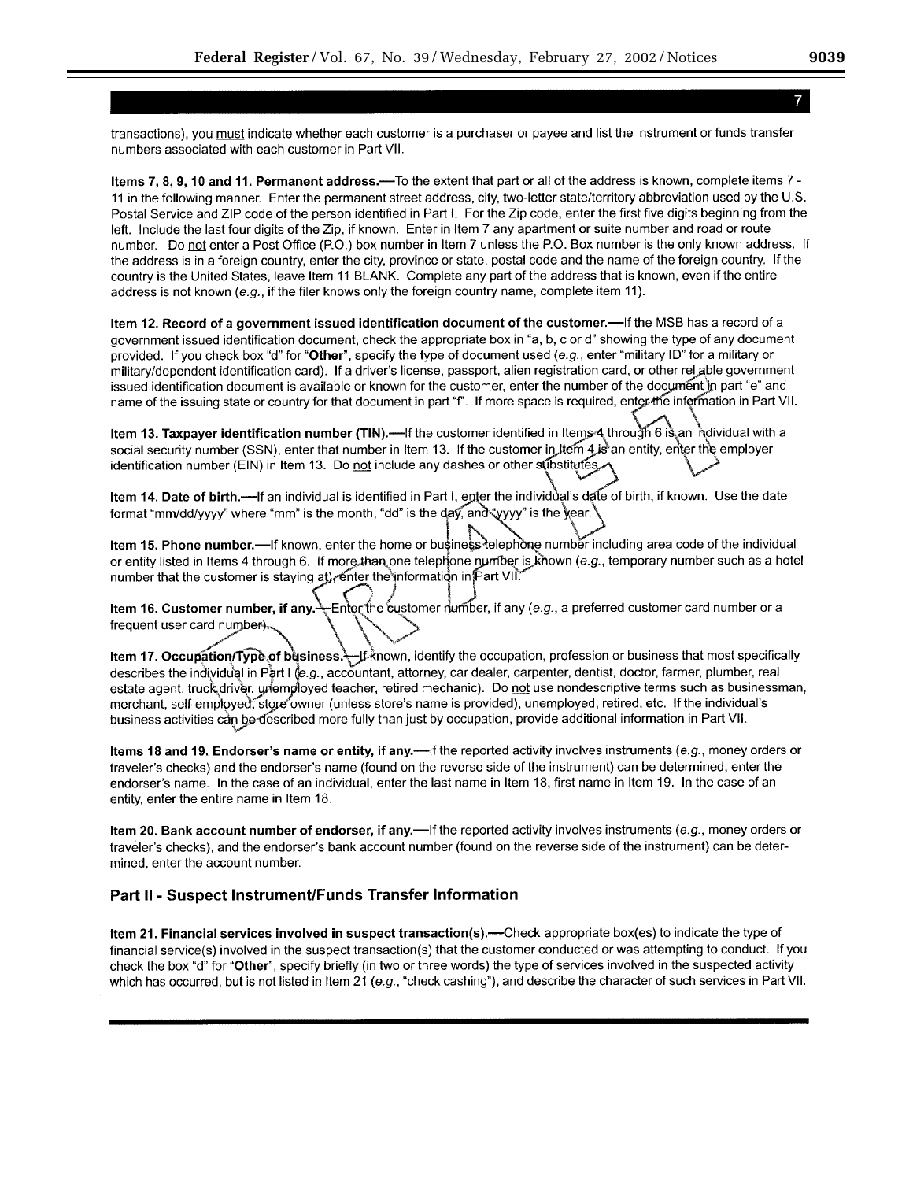transactions), you must indicate whether each customer is a purchaser or payee and list the instrument or funds transfer numbers associated with each customer in Part VII.

**Items 7, 8, 9, 10 and 11. Permanent address.**—To the extent that part or all of the address is known, complete items 7 - 11 in the following manner. Enter the permanent street address, city, two-letter state/territory abbreviation used by the U.S. Postal Service and ZIP code of the person identified in Part I. For the Zip code, enter the first five digits beginning from the left. Include the last four digits of the Zip, if known. Enter in Item 7 any apartment or suite number and road or route number. Do not enter a Post Office (P.O.) box number in Item 7 unless the P.O. Box number is the only known address. If the address is in a foreign country, enter the city, province or state, postal code and the name of the foreign country. If the country is the United States, leave Item 11 BLANK. Complete any part of the address that is known, even if the entire address is not known (*e.g.*, if the filer knows only the foreign country name, complete item 11).

**Item 12. Record of a government issued identification document of the customer.**—If the MSB has a record of a government issued identification document, check the appropriate box in "a, b, c or d" showing the type of any document provided. If you check box "d" for "**Other**", specify the type of document used (*e.g.*, enter "military ID" for a military or military/dependent identification card). If a driver's license, passport, alien registration card, or other reliable government issued identification document is available or known for the customer, enter the number of the document in part "e" and name of the issuing state or country for that document in part "f". If more space is required, enter the information in Part VII.

**Item 13. Taxpayer identification number (TIN).**—If the customer identified in Items 4 through 6 is an individual with a social security number (SSN), enter that number in Item 13. If the customer in Item 4 is an entity, enter the employer identification number (EIN) in Item 13. Do not include any dashes or other substitutes.

**Item 14. Date of birth.**—If an individual is identified in Part I, enter the individual's date of birth, if known. Use the date format "mm/dd/yyyy" where "mm" is the month, "dd" is the day, and "yyyy" is the year.

**Item 15. Phone number.**—If known, enter the home or business telephone number including area code of the individual or entity listed in Items 4 through 6. If more than one telephone number is known (*e.g.*, temporary number such as a hotel number that the customer is staying at), enter the information in Part VII.

**Item 16. Customer number, if any.**—Enter the customer number, if any (*e.g.*, a preferred customer card number or a frequent user card number).

**Item 17. Occupation/Type of business.**—If known, identify the occupation, profession or business that most specifically describes the individual in Part I (*e.g.*, accountant, attorney, car dealer, carpenter, dentist, doctor, farmer, plumber, real estate agent, truck driver, unemployed teacher, retired mechanic). Do not use nondescriptive terms such as businessman, merchant, self-employed, store owner (unless store's name is provided), unemployed, retired, etc. If the individual's business activities can be described more fully than just by occupation, provide additional information in Part VII.

**Items 18 and 19. Endorser's name or entity, if any.**—If the reported activity involves instruments (*e.g.*, money orders or traveler's checks) and the endorser's name (found on the reverse side of the instrument) can be determined, enter the endorser's name. In the case of an individual, enter the last name in Item 18, first name in Item 19. In the case of an entity, enter the entire name in Item 18.

**Item 20. Bank account number of endorser, if any.**—If the reported activity involves instruments (*e.g.*, money orders or traveler's checks), and the endorser's bank account number (found on the reverse side of the instrument) can be determined, enter the account number.

## Part II - Suspect Instrument/Funds Transfer Information

**Item 21. Financial services involved in suspect transaction(s).**—Check appropriate box(es) to indicate the type of financial service(s) involved in the suspect transaction(s) that the customer conducted or was attempting to conduct. If you check the box "d" for "**Other**", specify briefly (in two or three words) the type of services involved in the suspected activity which has occurred, but is not listed in Item 21 (*e.g.*, "check cashing"), and describe the character of such services in Part VII.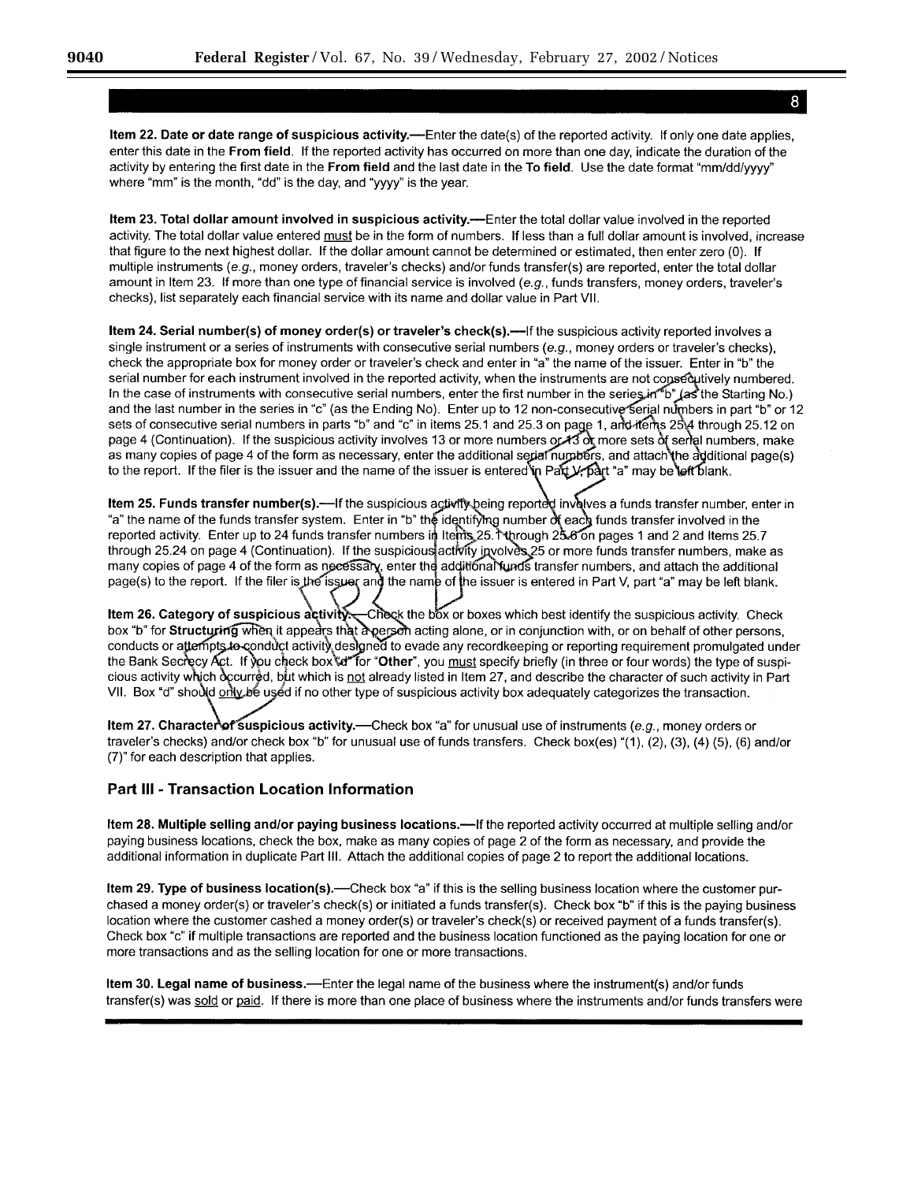**Item 22. Date or date range of suspicious activity.**—Enter the date(s) of the reported activity. If only one date applies, enter this date in the **From field**. If the reported activity has occurred on more than one day, indicate the duration of the activity by entering the first date in the **From field** and the last date in the **To field**. Use the date format "mm/dd/yyyy" where "mm" is the month, "dd" is the day, and "yyyy" is the year.

**Item 23. Total dollar amount involved in suspicious activity.**—Enter the total dollar value involved in the reported activity. The total dollar value entered must be in the form of numbers. If less than a full dollar amount is involved, increase that figure to the next highest dollar. If the dollar amount cannot be determined or estimated, then enter zero (0). If multiple instruments (*e.g.*, money orders, traveler's checks) and/or funds transfer(s) are reported, enter the total dollar amount in Item 23. If more than one type of financial service is involved (*e.g.*, funds transfers, money orders, traveler's checks), list separately each financial service with its name and dollar value in Part VII.

**Item 24. Serial number(s) of money order(s) or traveler's check(s).**—If the suspicious activity reported involves a single instrument or a series of instruments with consecutive serial numbers (*e.g.*, money orders or traveler's checks), check the appropriate box for money order or traveler's check and enter in "a" the name of the issuer. Enter in "b" the serial number for each instrument involved in the reported activity, when the instruments are not consecutively numbered. In the case of instruments with consecutive serial numbers, enter the first number in the series in "b" (as the Starting No.) and the last number in the series in "c" (as the Ending No). Enter up to 12 non-consecutive serial numbers in part "b" or 12 sets of consecutive serial numbers in parts "b" and "c" in items 25.1 and 25.3 on page 1, and items 25.4 through 25.12 on page 4 (Continuation). If the suspicious activity involves 13 or more numbers or 13 or more sets of serial numbers, make as many copies of page 4 of the form as necessary, enter the additional serial numbers, and attach the additional page(s) to the report. If the filer is the issuer and the name of the issuer is entered in Part V, part "a" may be left blank.

**Item 25. Funds transfer number(s).**—If the suspicious activity being reported involves a funds transfer number, enter in "a" the name of the funds transfer system. Enter in "b" the identifying number of each funds transfer involved in the reported activity. Enter up to 24 funds transfer numbers in Items 25.1 through 25.6 on pages 1 and 2 and Items 25.7 through 25.24 on page 4 (Continuation). If the suspicious activity involves 25 or more funds transfer numbers, make as many copies of page 4 of the form as necessary, enter the additional funds transfer numbers, and attach the additional page(s) to the report. If the filer is the issuer and the name of the issuer is entered in Part V, part "a" may be left blank.

**Item 26. Category of suspicious activity.**—Check the box or boxes which best identify the suspicious activity. Check box "b" for **Structuring** when it appears that a person acting alone, or in conjunction with, or on behalf of other persons, conducts or attempts to conduct activity designed to evade any recordkeeping or reporting requirement promulgated under the Bank Secrecy Act. If you check box "d" for "**Other**", you must specify briefly (in three or four words) the type of suspicious activity which occurred, but which is not already listed in Item 27, and describe the character of such activity in Part VII. Box "d" should only be used if no other type of suspicious activity box adequately categorizes the transaction.

**Item 27. Character of suspicious activity.**—Check box "a" for unusual use of instruments (*e.g.*, money orders or traveler's checks) and/or check box "b" for unusual use of funds transfers. Check box(es) "(1), (2), (3), (4) (5), (6) and/or (7)" for each description that applies.

## Part III - Transaction Location Information

**Item 28. Multiple selling and/or paying business locations.**—If the reported activity occurred at multiple selling and/or paying business locations, check the box, make as many copies of page 2 of the form as necessary, and provide the additional information in duplicate Part III. Attach the additional copies of page 2 to report the additional locations.

**Item 29. Type of business location(s).**—Check box "a" if this is the selling business location where the customer purchased a money order(s) or traveler's check(s) or initiated a funds transfer(s). Check box "b" if this is the paying business location where the customer cashed a money order(s) or traveler's check(s) or received payment of a funds transfer(s). Check box "c" if multiple transactions are reported and the business location functioned as the paying location for one or more transactions and as the selling location for one or more transactions.

**Item 30. Legal name of business.**—Enter the legal name of the business where the instrument(s) and/or funds transfer(s) was sold or paid. If there is more than one place of business where the instruments and/or funds transfers were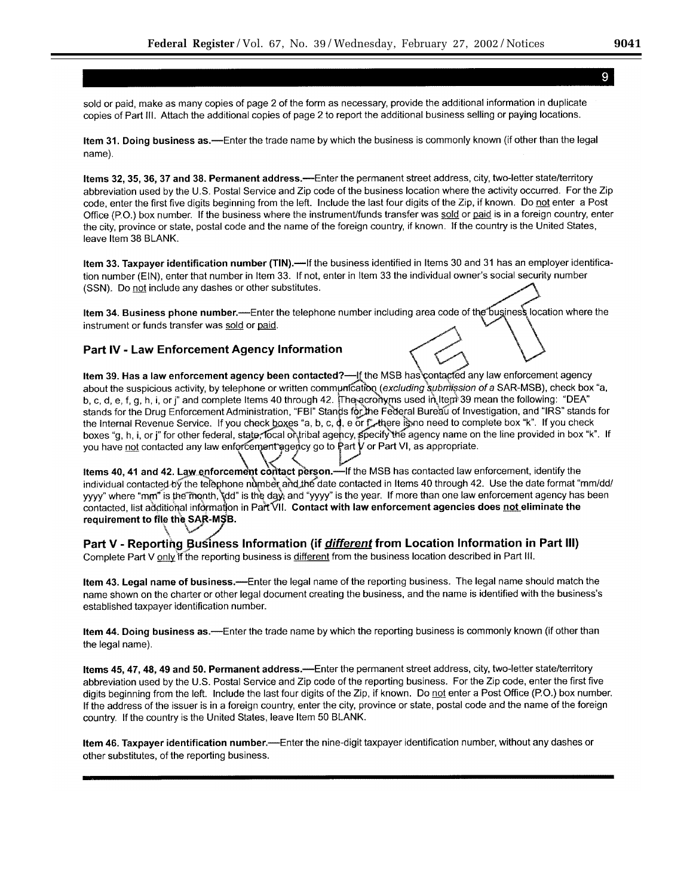sold or paid, make as many copies of page 2 of the form as necessary, provide the additional information in duplicate copies of Part III. Attach the additional copies of page 2 to report the additional business selling or paying locations.

**Item 31. Doing business as.**—Enter the trade name by which the business is commonly known (if other than the legal name).

**Items 32, 35, 36, 37 and 38. Permanent address.**—Enter the permanent street address, city, two-letter state/territory abbreviation used by the U.S. Postal Service and Zip code of the business location where the activity occurred. For the Zip code, enter the first five digits beginning from the left. Include the last four digits of the Zip, if known. Do not enter a Post Office (P.O.) box number. If the business where the instrument/funds transfer was sold or paid is in a foreign country, enter the city, province or state, postal code and the name of the foreign country, if known. If the country is the United States, leave Item 38 BLANK.

**Item 33. Taxpayer identification number (TIN).**—If the business identified in Items 30 and 31 has an employer identification number (EIN), enter that number in Item 33. If not, enter in Item 33 the individual owner's social security number (SSN). Do not include any dashes or other substitutes.

**Item 34. Business phone number.**—Enter the telephone number including area code of the business location where the instrument or funds transfer was sold or paid.

## Part IV - Law Enforcement Agency Information

**Item 39. Has a law enforcement agency been contacted?**—If the MSB has contacted any law enforcement agency about the suspicious activity, by telephone or written communication (*excluding submission of a* SAR-MSB), check box "a, b, c, d, e, f, g, h, i, or j" and complete Items 40 through 42. The acronyms used in Item 39 mean the following: "DEA" stands for the Drug Enforcement Administration, "FBI" Stands for the Federal Bureau of Investigation, and "IRS" stands for the Internal Revenue Service. If you check boxes "a, b, c, d, e or f", there is no need to complete box "k". If you check boxes "g, h, i, or j" for other federal, state, local or tribal agency, specify the agency name on the line provided in box "k". If you have not contacted any law enforcement agency go to Part V or Part VI, as appropriate.

**Items 40, 41 and 42. Law enforcement contact person.**—If the MSB has contacted law enforcement, identify the individual contacted by the telephone number and the date contacted in Items 40 through 42. Use the date format "mm/dd/yyyy" where "mm" is the month, "dd" is the day, and "yyyy" is the year. If more than one law enforcement agency has been contacted, list additional information in Part VII. **Contact with law enforcement agencies does not eliminate the requirement to file the SAR-MSB.**

## Part V - Reporting Business Information (if *different* from Location Information in Part III)

Complete Part V only if the reporting business is different from the business location described in Part III.

**Item 43. Legal name of business.**—Enter the legal name of the reporting business. The legal name should match the name shown on the charter or other legal document creating the business, and the name is identified with the business's established taxpayer identification number.

**Item 44. Doing business as.**—Enter the trade name by which the reporting business is commonly known (if other than the legal name).

**Items 45, 47, 48, 49 and 50. Permanent address.**—Enter the permanent street address, city, two-letter state/territory abbreviation used by the U.S. Postal Service and Zip code of the reporting business. For the Zip code, enter the first five digits beginning from the left. Include the last four digits of the Zip, if known. Do not enter a Post Office (P.O.) box number. If the address of the issuer is in a foreign country, enter the city, province or state, postal code and the name of the foreign country. If the country is the United States, leave Item 50 BLANK.

**Item 46. Taxpayer identification number.**—Enter the nine-digit taxpayer identification number, without any dashes or other substitutes, of the reporting business.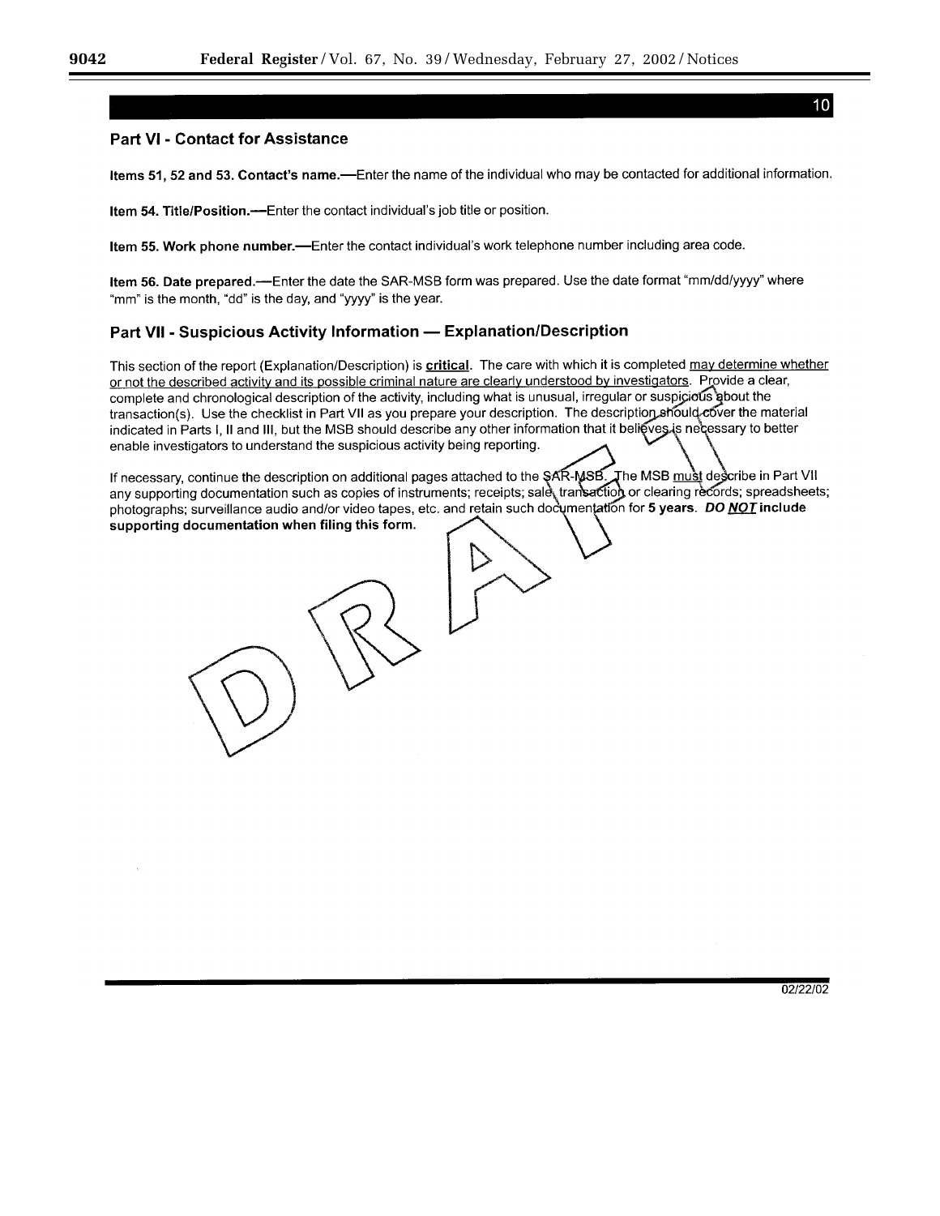## Part VI - Contact for Assistance

**Items 51, 52 and 53. Contact's name.**—Enter the name of the individual who may be contacted for additional information.

**Item 54. Title/Position.**—Enter the contact individual's job title or position.

**Item 55. Work phone number.**—Enter the contact individual's work telephone number including area code.

**Item 56. Date prepared.**—Enter the date the SAR-MSB form was prepared. Use the date format "mm/dd/yyyy" where "mm" is the month, "dd" is the day, and "yyyy" is the year.

## Part VII - Suspicious Activity Information — Explanation/Description

This section of the report (Explanation/Description) is **critical**. The care with which it is completed may determine whether or not the described activity and its possible criminal nature are clearly understood by investigators. Provide a clear, complete and chronological description of the activity, including what is unusual, irregular or suspicious about the transaction(s). Use the checklist in Part VII as you prepare your description. The description should cover the material indicated in Parts I, II and III, but the MSB should describe any other information that it believes is necessary to better enable investigators to understand the suspicious activity being reporting.

If necessary, continue the description on additional pages attached to the SAR-MSB. The MSB must describe in Part VII any supporting documentation such as copies of instruments; receipts; sale, transaction or clearing records; spreadsheets; photographs; surveillance audio and/or video tapes, etc. and retain such documentation for **5 years**. ***DO NOT* include supporting documentation when filing this form.**

DRAFT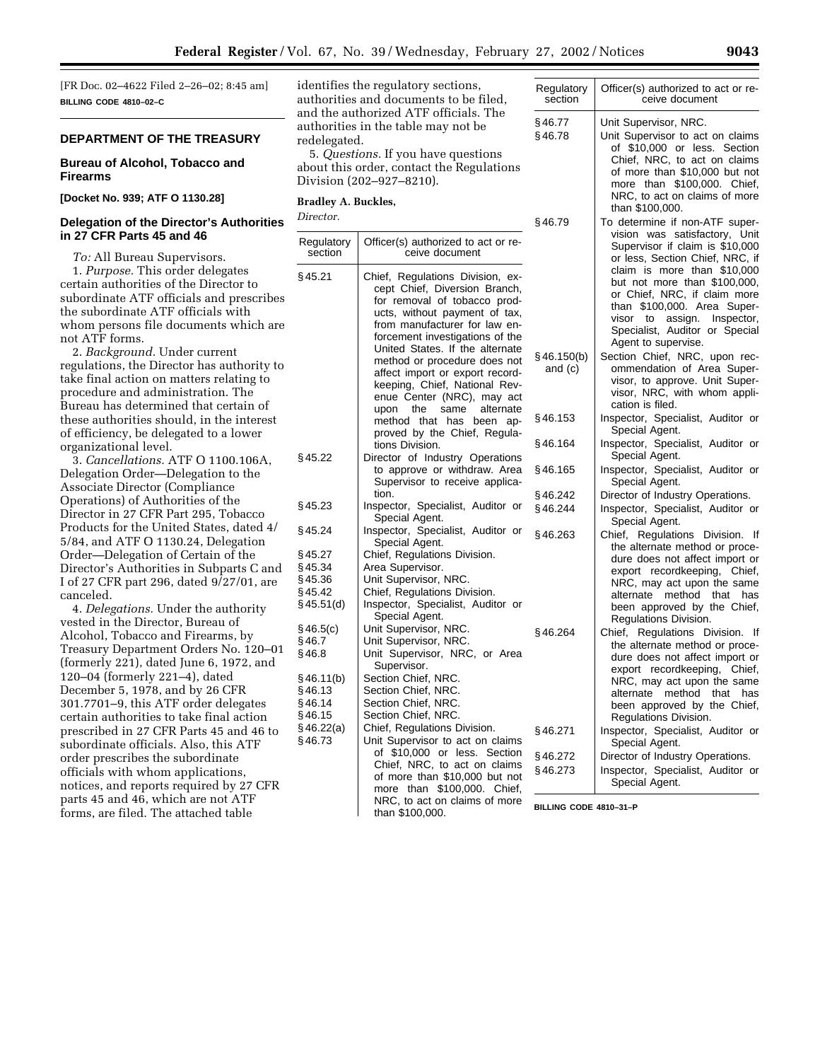[FR Doc. 02–4622 Filed 2–26–02; 8:45 am]

**BILLING CODE 4810–02–C**

## DEPARTMENT OF THE TREASURY

### Bureau of Alcohol, Tobacco and Firearms

**[Docket No. 939; ATF O 1130.28]**

### Delegation of the Director's Authorities in 27 CFR Parts 45 and 46

*To:* All Bureau Supervisors.

1. *Purpose.* This order delegates certain authorities of the Director to subordinate ATF officials and prescribes the subordinate ATF officials with whom persons file documents which are not ATF forms.

2. *Background.* Under current regulations, the Director has authority to take final action on matters relating to procedure and administration. The Bureau has determined that certain of these authorities should, in the interest of efficiency, be delegated to a lower organizational level.

3. *Cancellations.* ATF O 1100.106A, Delegation Order—Delegation to the Associate Director (Compliance Operations) of Authorities of the Director in 27 CFR Part 295, Tobacco Products for the United States, dated 4/5/84, and ATF O 1130.24, Delegation Order—Delegation of Certain of the Director's Authorities in Subparts C and I of 27 CFR part 296, dated 9/27/01, are canceled.

4. *Delegations.* Under the authority vested in the Director, Bureau of Alcohol, Tobacco and Firearms, by Treasury Department Orders No. 120–01 (formerly 221), dated June 6, 1972, and 120–04 (formerly 221–4), dated December 5, 1978, and by 26 CFR 301.7701–9, this ATF order delegates certain authorities to take final action prescribed in 27 CFR Parts 45 and 46 to subordinate officials. Also, this ATF order prescribes the subordinate officials with whom applications, notices, and reports required by 27 CFR parts 45 and 46, which are not ATF forms, are filed. The attached table identifies the regulatory sections, authorities and documents to be filed, and the authorized ATF officials. The authorities in the table may not be redelegated.

5. *Questions.* If you have questions about this order, contact the Regulations Division (202–927–8210).

**Bradley A. Buckles,**

*Director.*

| Regulatory section | Officer(s) authorized to act or receive document |
|---|---|
| § 45.21 | Chief, Regulations Division, except Chief, Diversion Branch, for removal of tobacco products, without payment of tax, from manufacturer for law enforcement investigations of the United States. If the alternate method or procedure does not affect import or export recordkeeping, Chief, National Revenue Center (NRC), may act upon the same alternate method that has been approved by the Chief, Regulations Division. |
| § 45.22 | Director of Industry Operations to approve or withdraw. Area Supervisor to receive application. |
| § 45.23 | Inspector, Specialist, Auditor or Special Agent. |
| § 45.24 | Inspector, Specialist, Auditor or Special Agent. |
| § 45.27 | Chief, Regulations Division. |
| § 45.34 | Area Supervisor. |
| § 45.36 | Unit Supervisor, NRC. |
| § 45.42 | Chief, Regulations Division. |
| § 45.51(d) | Inspector, Specialist, Auditor or Special Agent. |
| § 46.5(c) | Unit Supervisor, NRC. |
| § 46.7 | Unit Supervisor, NRC. |
| § 46.8 | Unit Supervisor, NRC, or Area Supervisor. |
| § 46.11(b) | Section Chief, NRC. |
| § 46.13 | Section Chief, NRC. |
| § 46.14 | Section Chief, NRC. |
| § 46.15 | Section Chief, NRC. |
| § 46.22(a) | Chief, Regulations Division. |
| § 46.73 | Unit Supervisor to act on claims of $10,000 or less. Section Chief, NRC, to act on claims of more than $10,000 but not more than $100,000. Chief, NRC, to act on claims of more than $100,000. |
| § 46.77 | Unit Supervisor, NRC. |
| § 46.78 | Unit Supervisor to act on claims of $10,000 or less. Section Chief, NRC, to act on claims of more than $10,000 but not more than $100,000. Chief, NRC, to act on claims of more than $100,000. |
| § 46.79 | To determine if non-ATF supervision was satisfactory, Unit Supervisor if claim is $10,000 or less, Section Chief, NRC, if claim is more than $10,000 but not more than $100,000, or Chief, NRC, if claim more than $100,000. Area Supervisor to assign. Inspector, Specialist, Auditor or Special Agent to supervise. |
| § 46.150(b) and (c) | Section Chief, NRC, upon recommendation of Area Supervisor, to approve. Unit Supervisor, NRC, with whom application is filed. |
| § 46.153 | Inspector, Specialist, Auditor or Special Agent. |
| § 46.164 | Inspector, Specialist, Auditor or Special Agent. |
| § 46.165 | Inspector, Specialist, Auditor or Special Agent. |
| § 46.242 | Director of Industry Operations. |
| § 46.244 | Inspector, Specialist, Auditor or Special Agent. |
| § 46.263 | Chief, Regulations Division. If the alternate method or procedure does not affect import or export recordkeeping, Chief, NRC, may act upon the same alternate method that has been approved by the Chief, Regulations Division. |
| § 46.264 | Chief, Regulations Division. If the alternate method or procedure does not affect import or export recordkeeping, Chief, NRC, may act upon the same alternate method that has been approved by the Chief, Regulations Division. |
| § 46.271 | Inspector, Specialist, Auditor or Special Agent. |
| § 46.272 | Director of Industry Operations. |
| § 46.273 | Inspector, Specialist, Auditor or Special Agent. |

**BILLING CODE 4810–31–P**